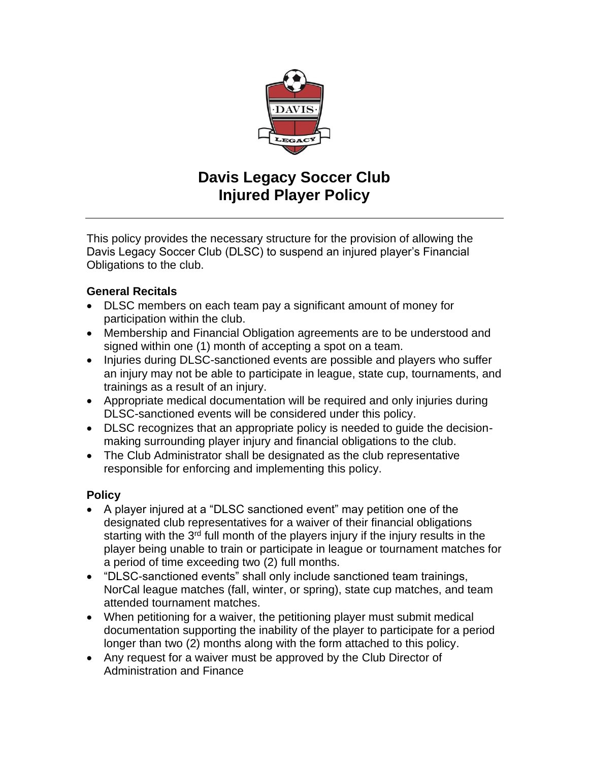# Davis Legacy Soccer Club
# Injured Player Policy

---

This policy provides the necessary structure for the provision of allowing the Davis Legacy Soccer Club (DLSC) to suspend an injured player's Financial Obligations to the club.

### General Recitals

- DLSC members on each team pay a significant amount of money for participation within the club.
- Membership and Financial Obligation agreements are to be understood and signed within one (1) month of accepting a spot on a team.
- Injuries during DLSC-sanctioned events are possible and players who suffer an injury may not be able to participate in league, state cup, tournaments, and trainings as a result of an injury.
- Appropriate medical documentation will be required and only injuries during DLSC-sanctioned events will be considered under this policy.
- DLSC recognizes that an appropriate policy is needed to guide the decision-making surrounding player injury and financial obligations to the club.
- The Club Administrator shall be designated as the club representative responsible for enforcing and implementing this policy.

### Policy

- A player injured at a "DLSC sanctioned event" may petition one of the designated club representatives for a waiver of their financial obligations starting with the 3rd full month of the players injury if the injury results in the player being unable to train or participate in league or tournament matches for a period of time exceeding two (2) full months.
- "DLSC-sanctioned events" shall only include sanctioned team trainings, NorCal league matches (fall, winter, or spring), state cup matches, and team attended tournament matches.
- When petitioning for a waiver, the petitioning player must submit medical documentation supporting the inability of the player to participate for a period longer than two (2) months along with the form attached to this policy.
- Any request for a waiver must be approved by the Club Director of Administration and Finance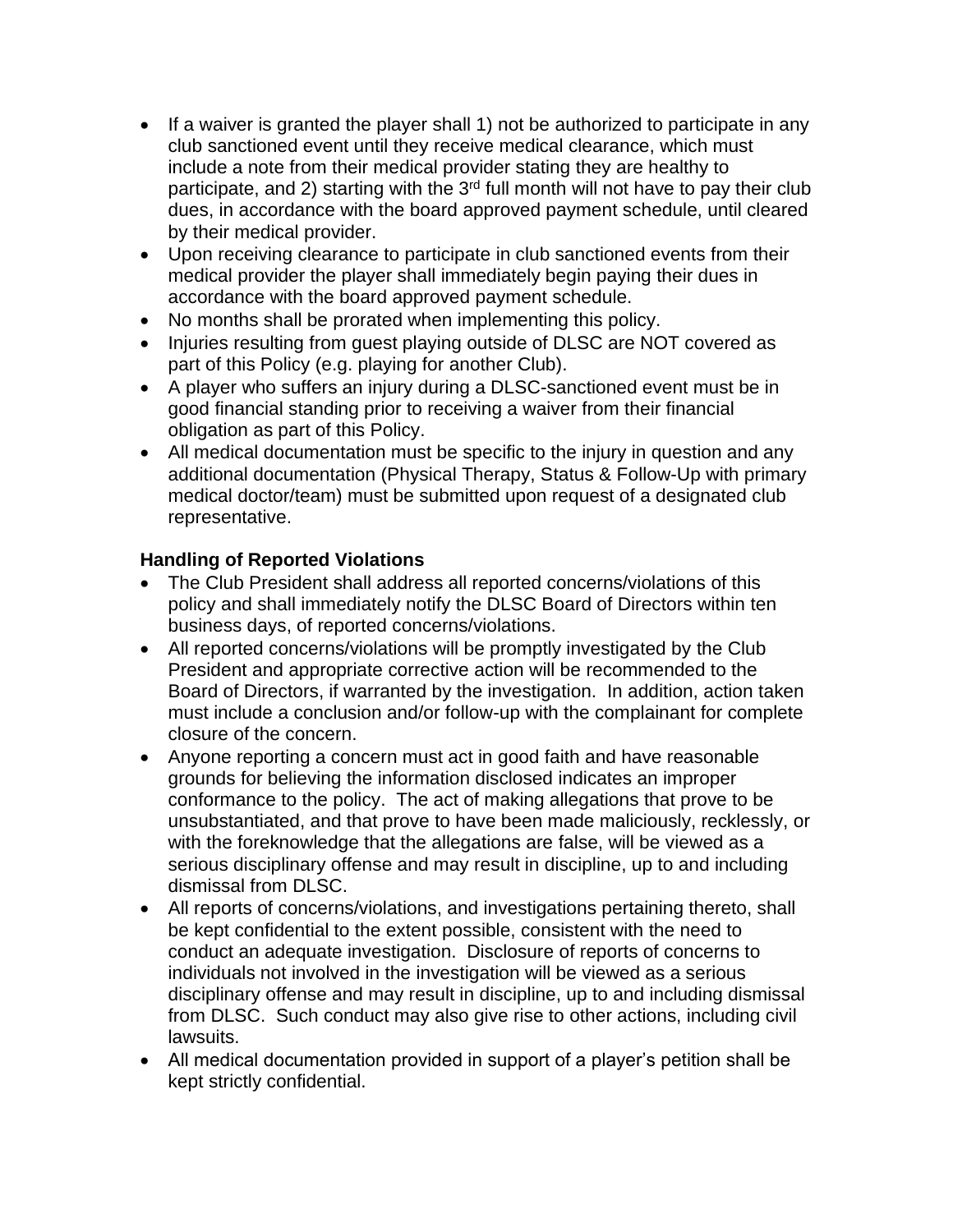- If a waiver is granted the player shall 1) not be authorized to participate in any club sanctioned event until they receive medical clearance, which must include a note from their medical provider stating they are healthy to participate, and 2) starting with the 3rd full month will not have to pay their club dues, in accordance with the board approved payment schedule, until cleared by their medical provider.
- Upon receiving clearance to participate in club sanctioned events from their medical provider the player shall immediately begin paying their dues in accordance with the board approved payment schedule.
- No months shall be prorated when implementing this policy.
- Injuries resulting from guest playing outside of DLSC are NOT covered as part of this Policy (e.g. playing for another Club).
- A player who suffers an injury during a DLSC-sanctioned event must be in good financial standing prior to receiving a waiver from their financial obligation as part of this Policy.
- All medical documentation must be specific to the injury in question and any additional documentation (Physical Therapy, Status & Follow-Up with primary medical doctor/team) must be submitted upon request of a designated club representative.

**Handling of Reported Violations**

- The Club President shall address all reported concerns/violations of this policy and shall immediately notify the DLSC Board of Directors within ten business days, of reported concerns/violations.
- All reported concerns/violations will be promptly investigated by the Club President and appropriate corrective action will be recommended to the Board of Directors, if warranted by the investigation. In addition, action taken must include a conclusion and/or follow-up with the complainant for complete closure of the concern.
- Anyone reporting a concern must act in good faith and have reasonable grounds for believing the information disclosed indicates an improper conformance to the policy. The act of making allegations that prove to be unsubstantiated, and that prove to have been made maliciously, recklessly, or with the foreknowledge that the allegations are false, will be viewed as a serious disciplinary offense and may result in discipline, up to and including dismissal from DLSC.
- All reports of concerns/violations, and investigations pertaining thereto, shall be kept confidential to the extent possible, consistent with the need to conduct an adequate investigation. Disclosure of reports of concerns to individuals not involved in the investigation will be viewed as a serious disciplinary offense and may result in discipline, up to and including dismissal from DLSC. Such conduct may also give rise to other actions, including civil lawsuits.
- All medical documentation provided in support of a player's petition shall be kept strictly confidential.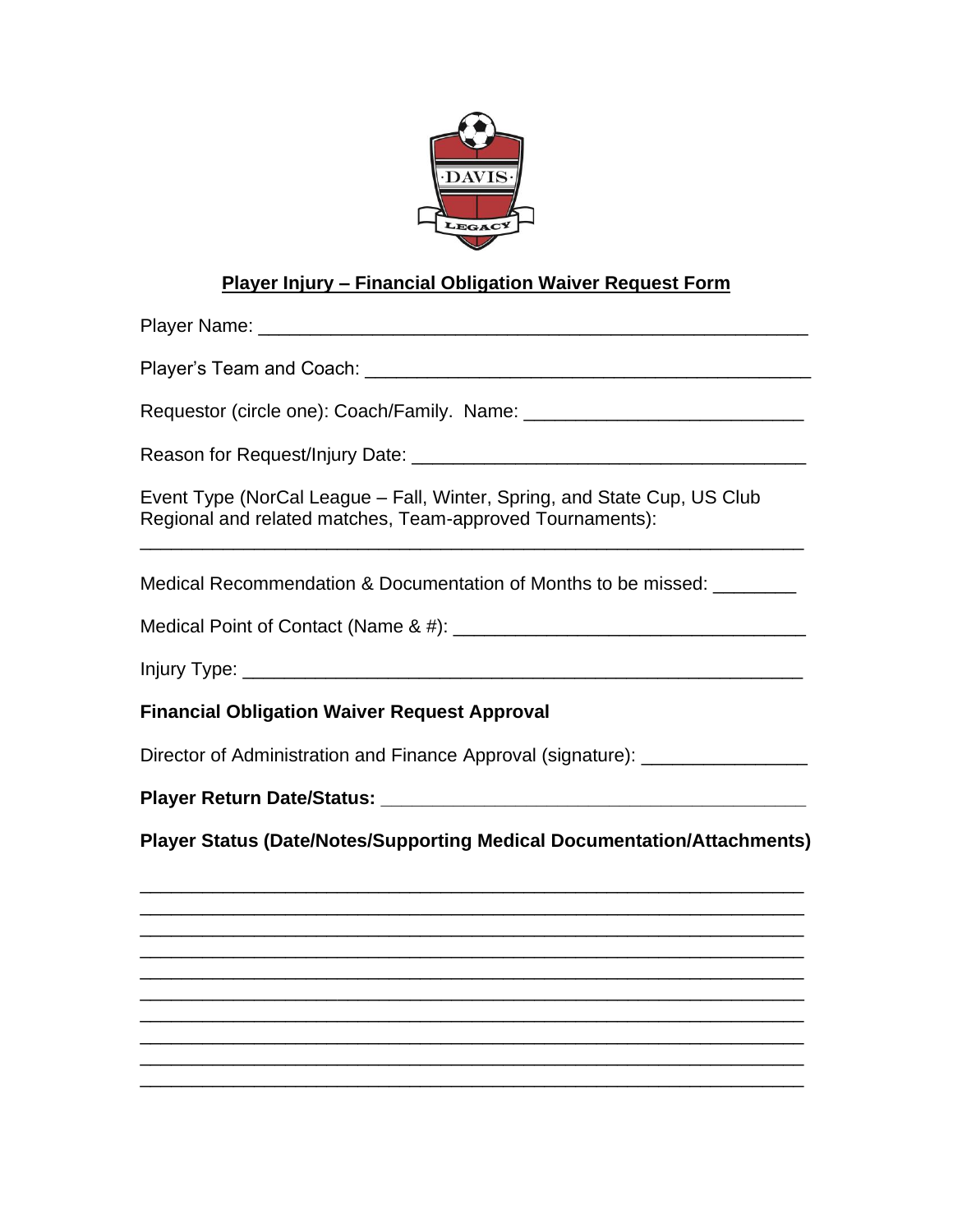## Player Injury – Financial Obligation Waiver Request Form

Player Name: ______________________________________________________

Player's Team and Coach: ____________________________________________

Requestor (circle one): Coach/Family. Name: __________________________

Reason for Request/Injury Date: ______________________________________

Event Type (NorCal League – Fall, Winter, Spring, and State Cup, US Club Regional and related matches, Team-approved Tournaments):

_______________________________________________________________

Medical Recommendation & Documentation of Months to be missed: ________

Medical Point of Contact (Name & #): _________________________________

Injury Type: ______________________________________________________

**Financial Obligation Waiver Request Approval**

Director of Administration and Finance Approval (signature): ________________

**Player Return Date/Status: ________________________________________**

**Player Status (Date/Notes/Supporting Medical Documentation/Attachments)**

_______________________________________________________________
_______________________________________________________________
_______________________________________________________________
_______________________________________________________________
_______________________________________________________________
_______________________________________________________________
_______________________________________________________________
_______________________________________________________________
_______________________________________________________________
_______________________________________________________________